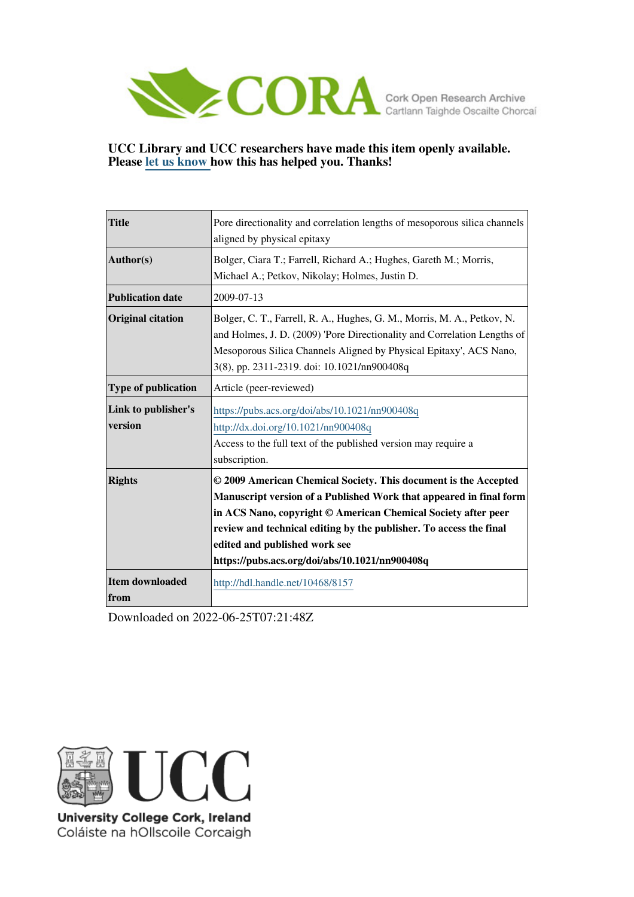CORA Cork Open Research Archive
Cartlann Taighde Oscailte Chorcaí

**UCC Library and UCC researchers have made this item openly available. Please let us know how this has helped you. Thanks!**

| | |
|---|---|
| **Title** | Pore directionality and correlation lengths of mesoporous silica channels aligned by physical epitaxy |
| **Author(s)** | Bolger, Ciara T.; Farrell, Richard A.; Hughes, Gareth M.; Morris, Michael A.; Petkov, Nikolay; Holmes, Justin D. |
| **Publication date** | 2009-07-13 |
| **Original citation** | Bolger, C. T., Farrell, R. A., Hughes, G. M., Morris, M. A., Petkov, N. and Holmes, J. D. (2009) 'Pore Directionality and Correlation Lengths of Mesoporous Silica Channels Aligned by Physical Epitaxy', ACS Nano, 3(8), pp. 2311-2319. doi: 10.1021/nn900408q |
| **Type of publication** | Article (peer-reviewed) |
| **Link to publisher's version** | https://pubs.acs.org/doi/abs/10.1021/nn900408q http://dx.doi.org/10.1021/nn900408q Access to the full text of the published version may require a subscription. |
| **Rights** | **© 2009 American Chemical Society. This document is the Accepted Manuscript version of a Published Work that appeared in final form in ACS Nano, copyright © American Chemical Society after peer review and technical editing by the publisher. To access the final edited and published work see https://pubs.acs.org/doi/abs/10.1021/nn900408q** |
| **Item downloaded from** | http://hdl.handle.net/10468/8157 |

Downloaded on 2022-06-25T07:21:48Z

UCC
University College Cork, Ireland
Coláiste na hOllscoile Corcaigh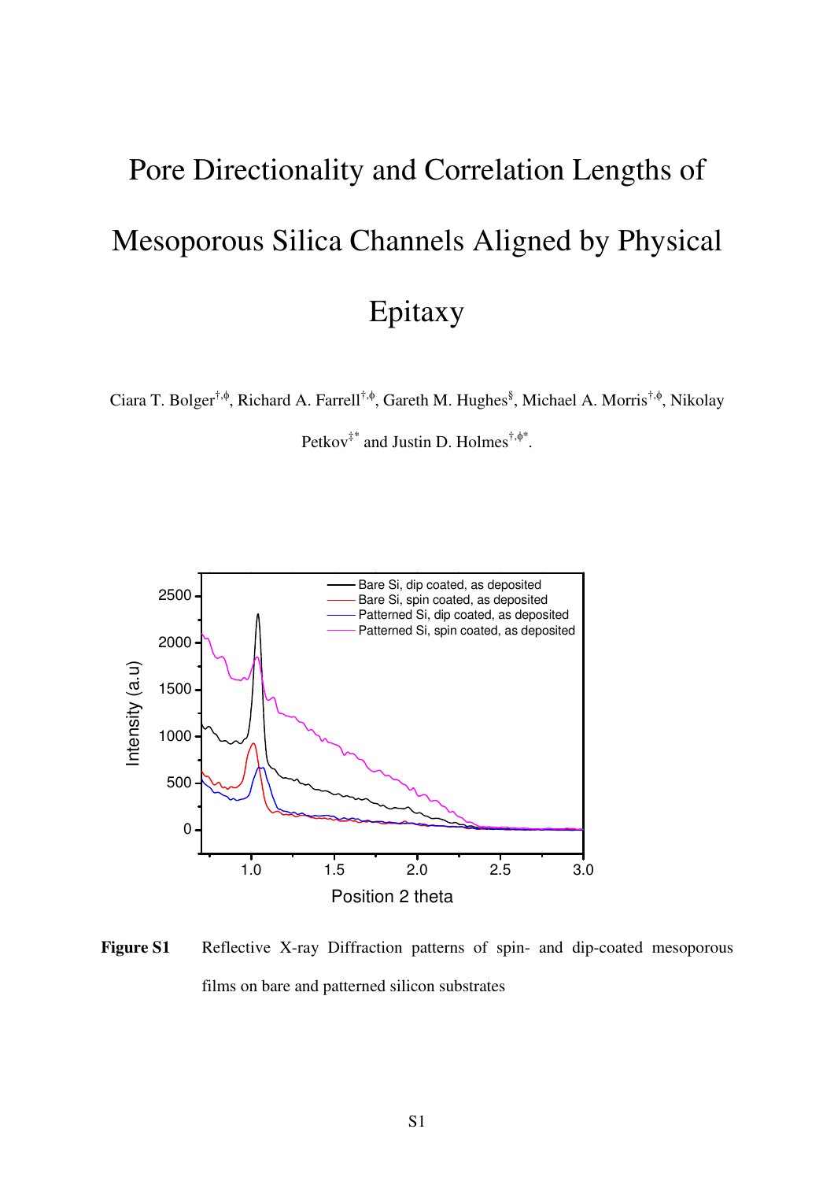# Pore Directionality and Correlation Lengths of Mesoporous Silica Channels Aligned by Physical Epitaxy

Ciara T. Bolger[†,ϕ], Richard A. Farrell[†,ϕ], Gareth M. Hughes[§], Michael A. Morris[†,ϕ], Nikolay Petkov[‡*] and Justin D. Holmes[†,ϕ*].

Intensity (a.u)

2500
2000
1500
1000
500
0

1.0
1.5
2.0
2.5
3.0

Position 2 theta

Bare Si, dip coated, as deposited
Bare Si, spin coated, as deposited
Patterned Si, dip coated, as deposited
Patterned Si, spin coated, as deposited

**Figure S1** Reflective X-ray Diffraction patterns of spin- and dip-coated mesoporous films on bare and patterned silicon substrates